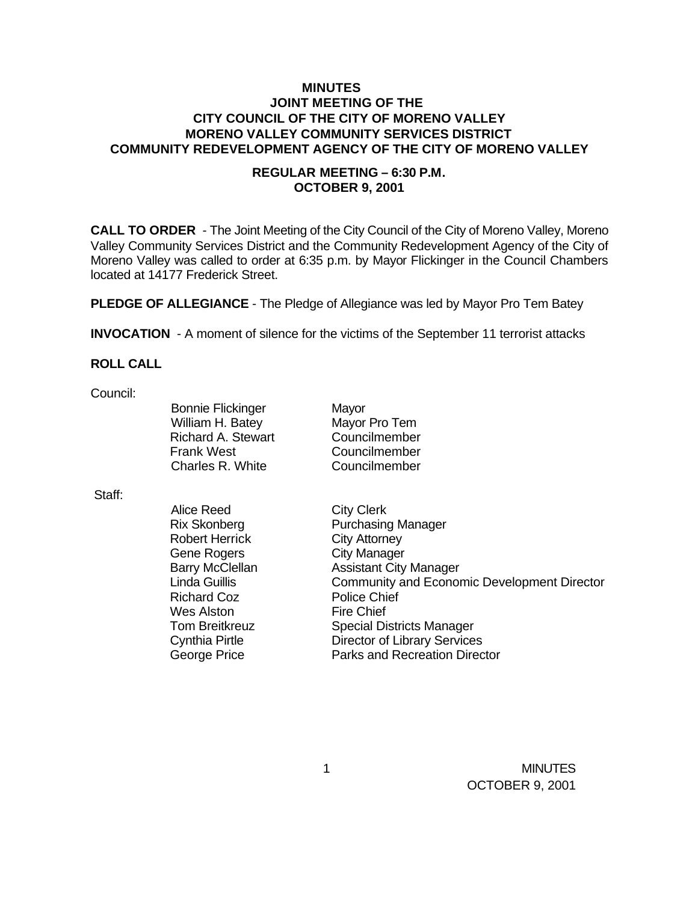**MINUTES**
**JOINT MEETING OF THE**
**CITY COUNCIL OF THE CITY OF MORENO VALLEY**
**MORENO VALLEY COMMUNITY SERVICES DISTRICT**
**COMMUNITY REDEVELOPMENT AGENCY OF THE CITY OF MORENO VALLEY**

**REGULAR MEETING – 6:30 P.M.**
**OCTOBER 9, 2001**

**CALL TO ORDER** - The Joint Meeting of the City Council of the City of Moreno Valley, Moreno Valley Community Services District and the Community Redevelopment Agency of the City of Moreno Valley was called to order at 6:35 p.m. by Mayor Flickinger in the Council Chambers located at 14177 Frederick Street.

**PLEDGE OF ALLEGIANCE** - The Pledge of Allegiance was led by Mayor Pro Tem Batey

**INVOCATION** - A moment of silence for the victims of the September 11 terrorist attacks

**ROLL CALL**

Council:

| | |
|---|---|
| Bonnie Flickinger | Mayor |
| William H. Batey | Mayor Pro Tem |
| Richard A. Stewart | Councilmember |
| Frank West | Councilmember |
| Charles R. White | Councilmember |

Staff:

| | |
|---|---|
| Alice Reed | City Clerk |
| Rix Skonberg | Purchasing Manager |
| Robert Herrick | City Attorney |
| Gene Rogers | City Manager |
| Barry McClellan | Assistant City Manager |
| Linda Guillis | Community and Economic Development Director |
| Richard Coz | Police Chief |
| Wes Alston | Fire Chief |
| Tom Breitkreuz | Special Districts Manager |
| Cynthia Pirtle | Director of Library Services |
| George Price | Parks and Recreation Director |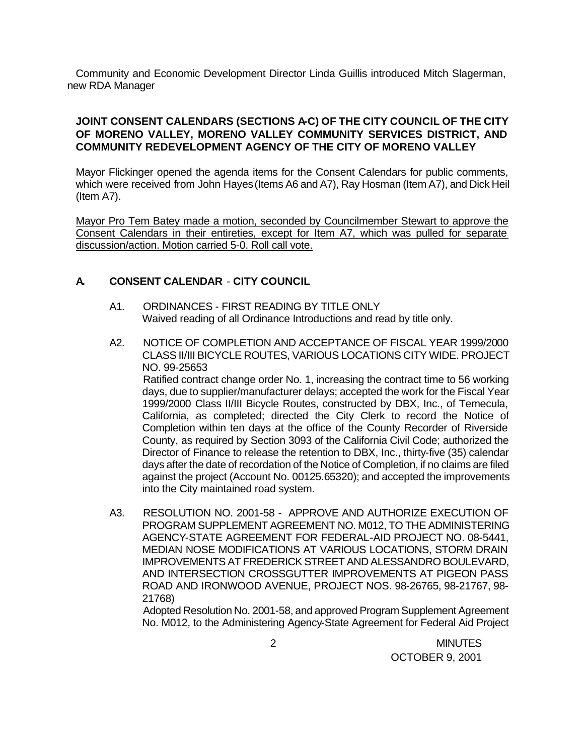Community and Economic Development Director Linda Guillis introduced Mitch Slagerman, new RDA Manager

**JOINT CONSENT CALENDARS (SECTIONS A-C) OF THE CITY COUNCIL OF THE CITY OF MORENO VALLEY, MORENO VALLEY COMMUNITY SERVICES DISTRICT, AND COMMUNITY REDEVELOPMENT AGENCY OF THE CITY OF MORENO VALLEY**

Mayor Flickinger opened the agenda items for the Consent Calendars for public comments, which were received from John Hayes (Items A6 and A7), Ray Hosman (Item A7), and Dick Heil (Item A7).

Mayor Pro Tem Batey made a motion, seconded by Councilmember Stewart to approve the Consent Calendars in their entireties, except for Item A7, which was pulled for separate discussion/action. Motion carried 5-0. Roll call vote.

## A. CONSENT CALENDAR - CITY COUNCIL

A1. ORDINANCES - FIRST READING BY TITLE ONLY
Waived reading of all Ordinance Introductions and read by title only.

A2. NOTICE OF COMPLETION AND ACCEPTANCE OF FISCAL YEAR 1999/2000 CLASS II/III BICYCLE ROUTES, VARIOUS LOCATIONS CITY WIDE. PROJECT NO. 99-25653
Ratified contract change order No. 1, increasing the contract time to 56 working days, due to supplier/manufacturer delays; accepted the work for the Fiscal Year 1999/2000 Class II/III Bicycle Routes, constructed by DBX, Inc., of Temecula, California, as completed; directed the City Clerk to record the Notice of Completion within ten days at the office of the County Recorder of Riverside County, as required by Section 3093 of the California Civil Code; authorized the Director of Finance to release the retention to DBX, Inc., thirty-five (35) calendar days after the date of recordation of the Notice of Completion, if no claims are filed against the project (Account No. 00125.65320); and accepted the improvements into the City maintained road system.

A3. RESOLUTION NO. 2001-58 - APPROVE AND AUTHORIZE EXECUTION OF PROGRAM SUPPLEMENT AGREEMENT NO. M012, TO THE ADMINISTERING AGENCY-STATE AGREEMENT FOR FEDERAL-AID PROJECT NO. 08-5441, MEDIAN NOSE MODIFICATIONS AT VARIOUS LOCATIONS, STORM DRAIN IMPROVEMENTS AT FREDERICK STREET AND ALESSANDRO BOULEVARD, AND INTERSECTION CROSSGUTTER IMPROVEMENTS AT PIGEON PASS ROAD AND IRONWOOD AVENUE, PROJECT NOS. 98-26765, 98-21767, 98-21768)
Adopted Resolution No. 2001-58, and approved Program Supplement Agreement No. M012, to the Administering Agency-State Agreement for Federal Aid Project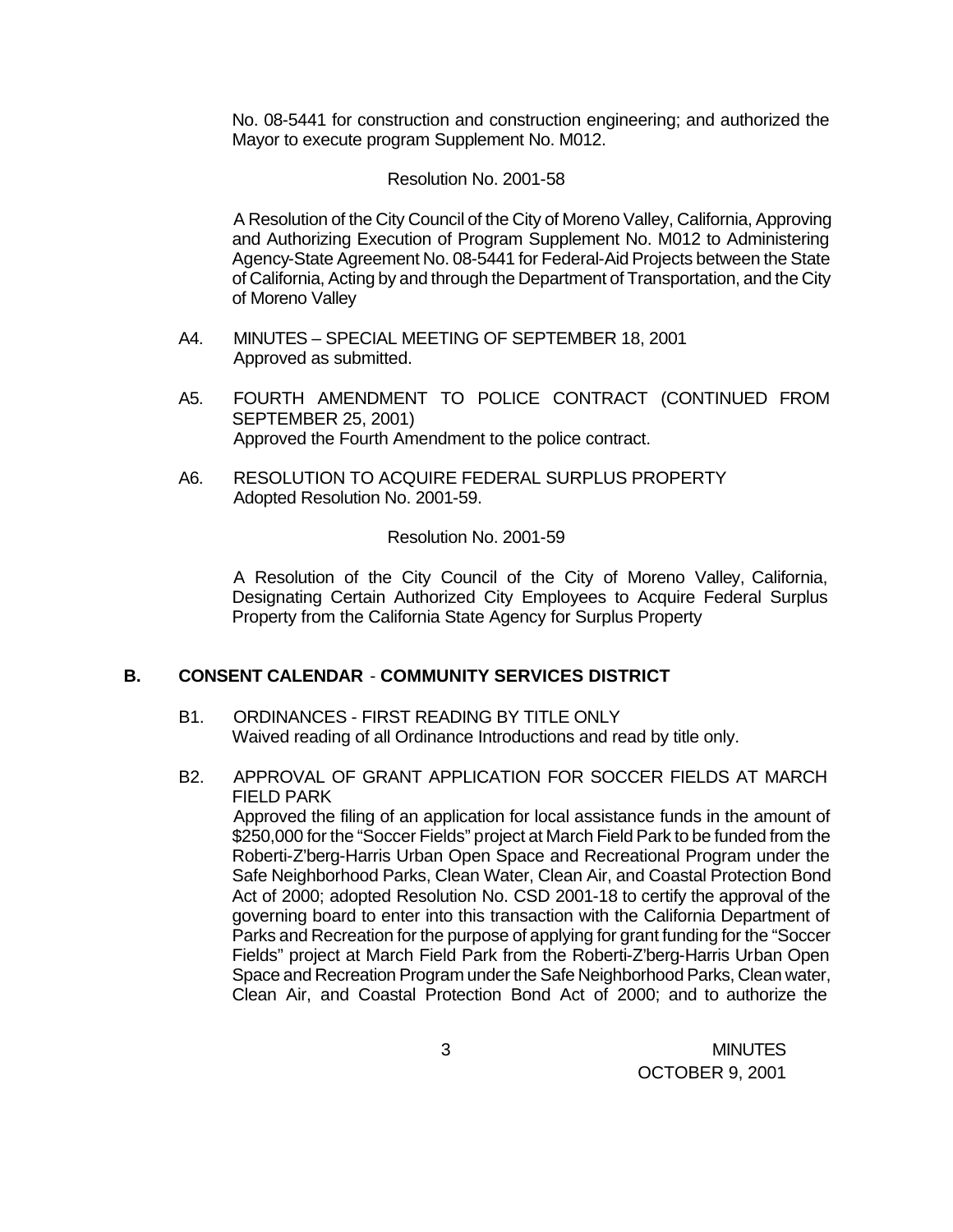No. 08-5441 for construction and construction engineering; and authorized the Mayor to execute program Supplement No. M012.

Resolution No. 2001-58

A Resolution of the City Council of the City of Moreno Valley, California, Approving and Authorizing Execution of Program Supplement No. M012 to Administering Agency-State Agreement No. 08-5441 for Federal-Aid Projects between the State of California, Acting by and through the Department of Transportation, and the City of Moreno Valley

A4. MINUTES – SPECIAL MEETING OF SEPTEMBER 18, 2001
Approved as submitted.

A5. FOURTH AMENDMENT TO POLICE CONTRACT (CONTINUED FROM SEPTEMBER 25, 2001)
Approved the Fourth Amendment to the police contract.

A6. RESOLUTION TO ACQUIRE FEDERAL SURPLUS PROPERTY
Adopted Resolution No. 2001-59.

Resolution No. 2001-59

A Resolution of the City Council of the City of Moreno Valley, California, Designating Certain Authorized City Employees to Acquire Federal Surplus Property from the California State Agency for Surplus Property

## B. CONSENT CALENDAR - COMMUNITY SERVICES DISTRICT

B1. ORDINANCES - FIRST READING BY TITLE ONLY
Waived reading of all Ordinance Introductions and read by title only.

B2. APPROVAL OF GRANT APPLICATION FOR SOCCER FIELDS AT MARCH FIELD PARK
Approved the filing of an application for local assistance funds in the amount of $250,000 for the "Soccer Fields" project at March Field Park to be funded from the Roberti-Z'berg-Harris Urban Open Space and Recreational Program under the Safe Neighborhood Parks, Clean Water, Clean Air, and Coastal Protection Bond Act of 2000; adopted Resolution No. CSD 2001-18 to certify the approval of the governing board to enter into this transaction with the California Department of Parks and Recreation for the purpose of applying for grant funding for the "Soccer Fields" project at March Field Park from the Roberti-Z'berg-Harris Urban Open Space and Recreation Program under the Safe Neighborhood Parks, Clean water, Clean Air, and Coastal Protection Bond Act of 2000; and to authorize the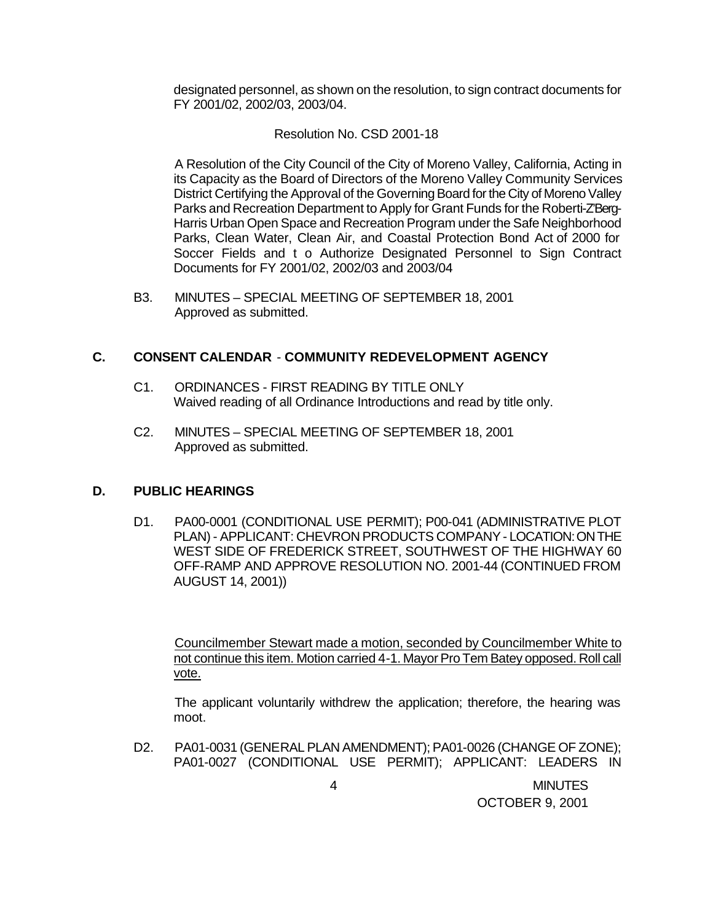designated personnel, as shown on the resolution, to sign contract documents for FY 2001/02, 2002/03, 2003/04.

Resolution No. CSD 2001-18

A Resolution of the City Council of the City of Moreno Valley, California, Acting in its Capacity as the Board of Directors of the Moreno Valley Community Services District Certifying the Approval of the Governing Board for the City of Moreno Valley Parks and Recreation Department to Apply for Grant Funds for the Roberti-Z'Berg-Harris Urban Open Space and Recreation Program under the Safe Neighborhood Parks, Clean Water, Clean Air, and Coastal Protection Bond Act of 2000 for Soccer Fields and t o Authorize Designated Personnel to Sign Contract Documents for FY 2001/02, 2002/03 and 2003/04

B3. MINUTES – SPECIAL MEETING OF SEPTEMBER 18, 2001
Approved as submitted.

## C. CONSENT CALENDAR - COMMUNITY REDEVELOPMENT AGENCY

C1. ORDINANCES - FIRST READING BY TITLE ONLY
Waived reading of all Ordinance Introductions and read by title only.

C2. MINUTES – SPECIAL MEETING OF SEPTEMBER 18, 2001
Approved as submitted.

## D. PUBLIC HEARINGS

D1. PA00-0001 (CONDITIONAL USE PERMIT); P00-041 (ADMINISTRATIVE PLOT PLAN) - APPLICANT: CHEVRON PRODUCTS COMPANY - LOCATION: ON THE WEST SIDE OF FREDERICK STREET, SOUTHWEST OF THE HIGHWAY 60 OFF-RAMP AND APPROVE RESOLUTION NO. 2001-44 (CONTINUED FROM AUGUST 14, 2001))

Councilmember Stewart made a motion, seconded by Councilmember White to not continue this item. Motion carried 4-1. Mayor Pro Tem Batey opposed. Roll call vote.

The applicant voluntarily withdrew the application; therefore, the hearing was moot.

D2. PA01-0031 (GENERAL PLAN AMENDMENT); PA01-0026 (CHANGE OF ZONE); PA01-0027 (CONDITIONAL USE PERMIT); APPLICANT: LEADERS IN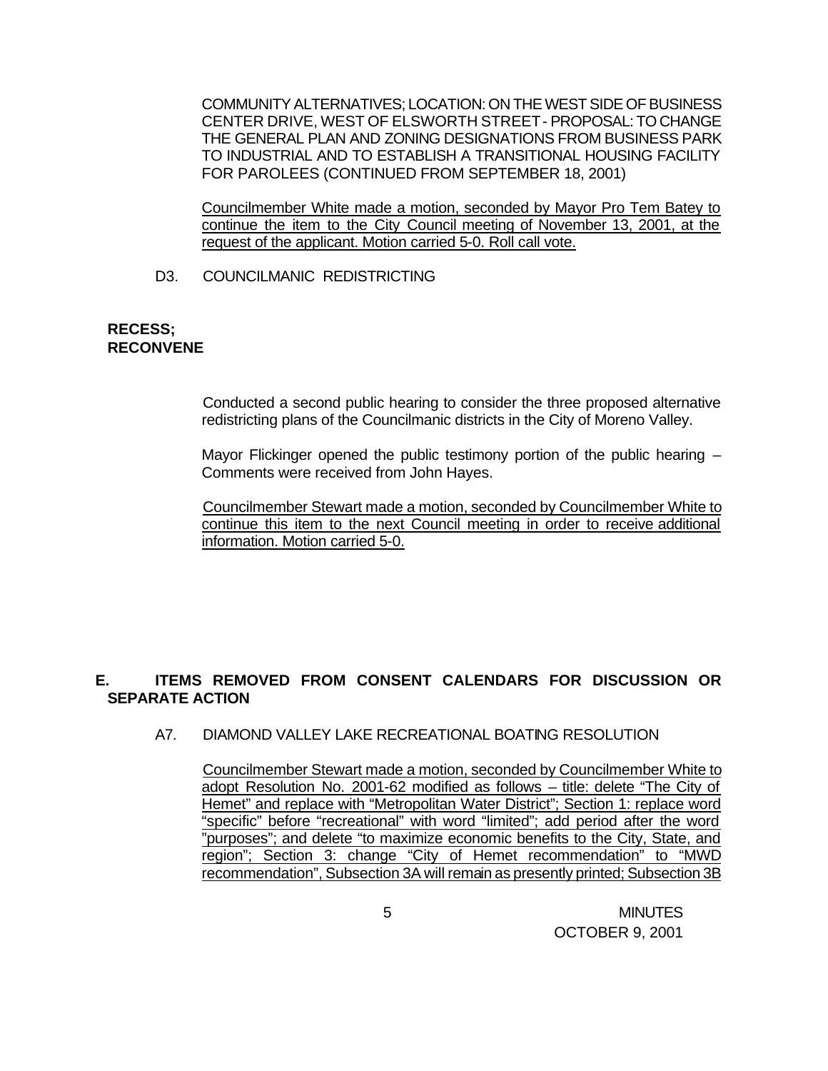COMMUNITY ALTERNATIVES; LOCATION: ON THE WEST SIDE OF BUSINESS CENTER DRIVE, WEST OF ELSWORTH STREET - PROPOSAL: TO CHANGE THE GENERAL PLAN AND ZONING DESIGNATIONS FROM BUSINESS PARK TO INDUSTRIAL AND TO ESTABLISH A TRANSITIONAL HOUSING FACILITY FOR PAROLEES (CONTINUED FROM SEPTEMBER 18, 2001)

Councilmember White made a motion, seconded by Mayor Pro Tem Batey to continue the item to the City Council meeting of November 13, 2001, at the request of the applicant. Motion carried 5-0. Roll call vote.

D3. COUNCILMANIC REDISTRICTING

**RECESS;**
**RECONVENE**

Conducted a second public hearing to consider the three proposed alternative redistricting plans of the Councilmanic districts in the City of Moreno Valley.

Mayor Flickinger opened the public testimony portion of the public hearing – Comments were received from John Hayes.

Councilmember Stewart made a motion, seconded by Councilmember White to continue this item to the next Council meeting in order to receive additional information. Motion carried 5-0.

## E. ITEMS REMOVED FROM CONSENT CALENDARS FOR DISCUSSION OR SEPARATE ACTION

A7. DIAMOND VALLEY LAKE RECREATIONAL BOATING RESOLUTION

Councilmember Stewart made a motion, seconded by Councilmember White to adopt Resolution No. 2001-62 modified as follows – title: delete "The City of Hemet" and replace with "Metropolitan Water District"; Section 1: replace word "specific" before "recreational" with word "limited"; add period after the word "purposes"; and delete "to maximize economic benefits to the City, State, and region"; Section 3: change "City of Hemet recommendation" to "MWD recommendation", Subsection 3A will remain as presently printed; Subsection 3B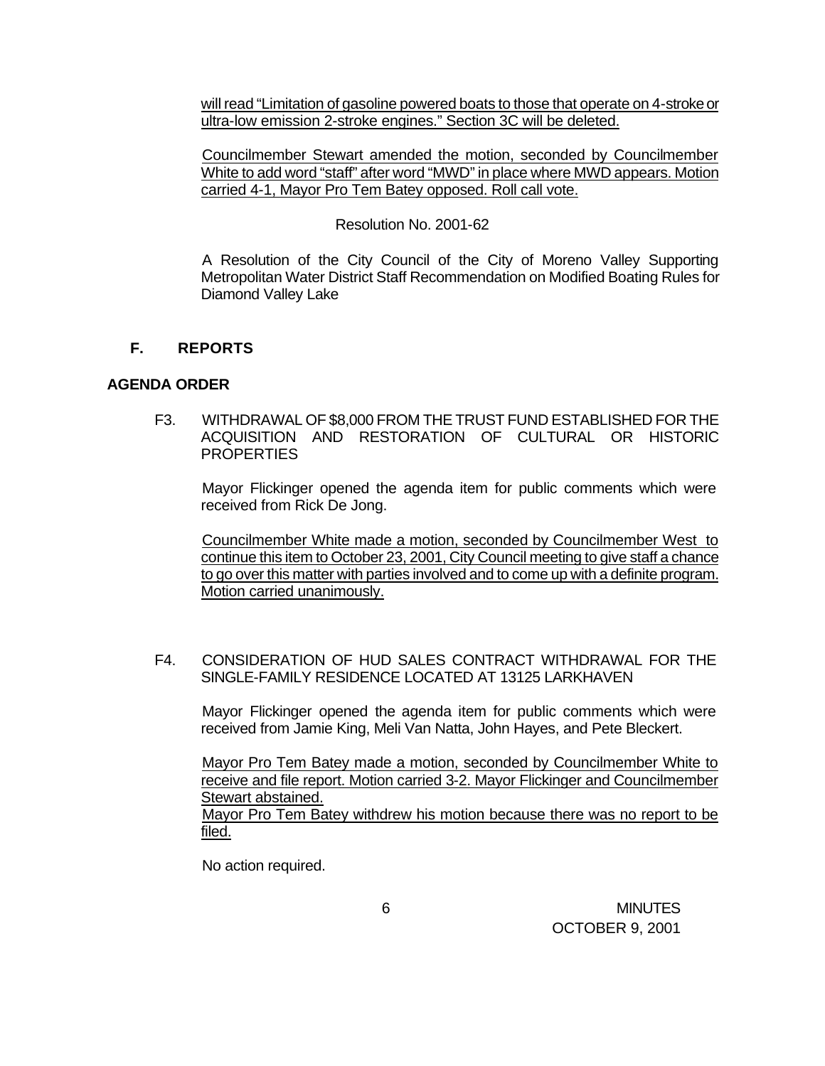will read "Limitation of gasoline powered boats to those that operate on 4-stroke or ultra-low emission 2-stroke engines." Section 3C will be deleted.

Councilmember Stewart amended the motion, seconded by Councilmember White to add word "staff" after word "MWD" in place where MWD appears. Motion carried 4-1, Mayor Pro Tem Batey opposed. Roll call vote.

Resolution No. 2001-62

A Resolution of the City Council of the City of Moreno Valley Supporting Metropolitan Water District Staff Recommendation on Modified Boating Rules for Diamond Valley Lake

## F. REPORTS

### AGENDA ORDER

F3. WITHDRAWAL OF $8,000 FROM THE TRUST FUND ESTABLISHED FOR THE ACQUISITION AND RESTORATION OF CULTURAL OR HISTORIC PROPERTIES

Mayor Flickinger opened the agenda item for public comments which were received from Rick De Jong.

Councilmember White made a motion, seconded by Councilmember West to continue this item to October 23, 2001, City Council meeting to give staff a chance to go over this matter with parties involved and to come up with a definite program. Motion carried unanimously.

F4. CONSIDERATION OF HUD SALES CONTRACT WITHDRAWAL FOR THE SINGLE-FAMILY RESIDENCE LOCATED AT 13125 LARKHAVEN

Mayor Flickinger opened the agenda item for public comments which were received from Jamie King, Meli Van Natta, John Hayes, and Pete Bleckert.

Mayor Pro Tem Batey made a motion, seconded by Councilmember White to receive and file report. Motion carried 3-2. Mayor Flickinger and Councilmember Stewart abstained.
Mayor Pro Tem Batey withdrew his motion because there was no report to be filed.

No action required.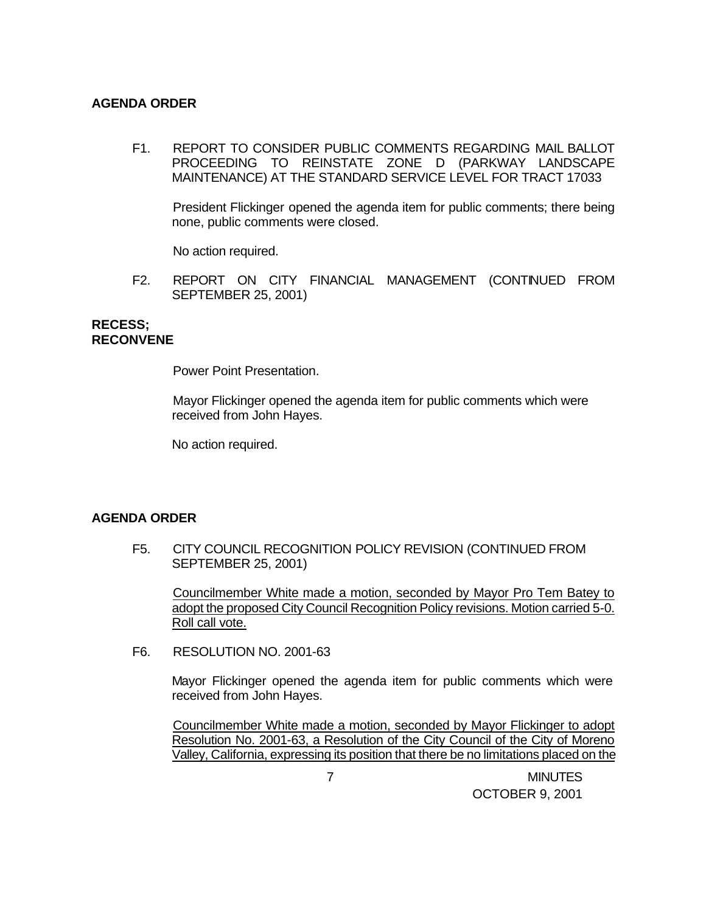**AGENDA ORDER**

F1. REPORT TO CONSIDER PUBLIC COMMENTS REGARDING MAIL BALLOT PROCEEDING TO REINSTATE ZONE D (PARKWAY LANDSCAPE MAINTENANCE) AT THE STANDARD SERVICE LEVEL FOR TRACT 17033

President Flickinger opened the agenda item for public comments; there being none, public comments were closed.

No action required.

F2. REPORT ON CITY FINANCIAL MANAGEMENT (CONTINUED FROM SEPTEMBER 25, 2001)

**RECESS; RECONVENE**

Power Point Presentation.

Mayor Flickinger opened the agenda item for public comments which were received from John Hayes.

No action required.

**AGENDA ORDER**

F5. CITY COUNCIL RECOGNITION POLICY REVISION (CONTINUED FROM SEPTEMBER 25, 2001)

Councilmember White made a motion, seconded by Mayor Pro Tem Batey to adopt the proposed City Council Recognition Policy revisions. Motion carried 5-0. Roll call vote.

F6. RESOLUTION NO. 2001-63

Mayor Flickinger opened the agenda item for public comments which were received from John Hayes.

Councilmember White made a motion, seconded by Mayor Flickinger to adopt Resolution No. 2001-63, a Resolution of the City Council of the City of Moreno Valley, California, expressing its position that there be no limitations placed on the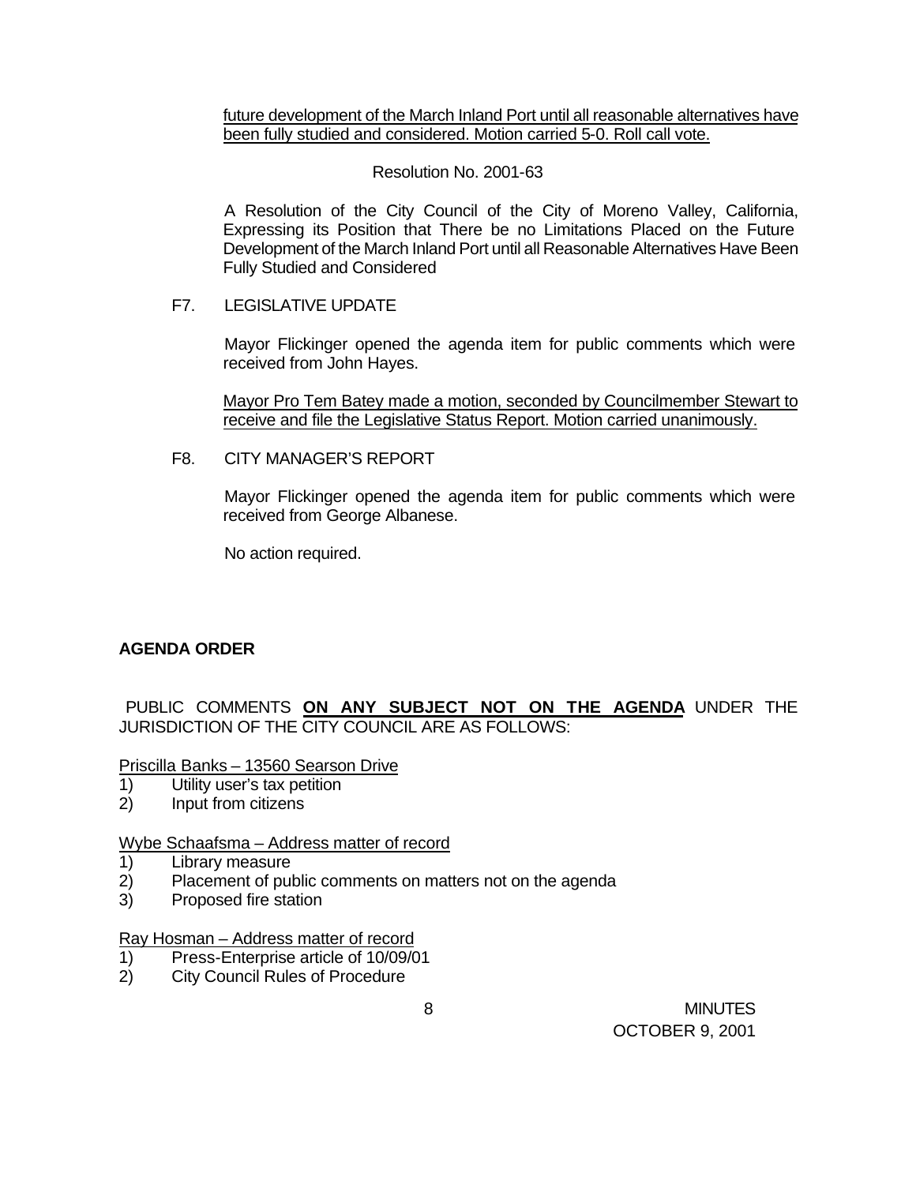future development of the March Inland Port until all reasonable alternatives have been fully studied and considered. Motion carried 5-0. Roll call vote.

Resolution No. 2001-63

A Resolution of the City Council of the City of Moreno Valley, California, Expressing its Position that There be no Limitations Placed on the Future Development of the March Inland Port until all Reasonable Alternatives Have Been Fully Studied and Considered

F7. LEGISLATIVE UPDATE

Mayor Flickinger opened the agenda item for public comments which were received from John Hayes.

Mayor Pro Tem Batey made a motion, seconded by Councilmember Stewart to receive and file the Legislative Status Report. Motion carried unanimously.

F8. CITY MANAGER'S REPORT

Mayor Flickinger opened the agenda item for public comments which were received from George Albanese.

No action required.

**AGENDA ORDER**

PUBLIC COMMENTS **ON ANY SUBJECT NOT ON THE AGENDA** UNDER THE JURISDICTION OF THE CITY COUNCIL ARE AS FOLLOWS:

Priscilla Banks – 13560 Searson Drive
1) Utility user's tax petition
2) Input from citizens

Wybe Schaafsma – Address matter of record
1) Library measure
2) Placement of public comments on matters not on the agenda
3) Proposed fire station

Ray Hosman – Address matter of record
1) Press-Enterprise article of 10/09/01
2) City Council Rules of Procedure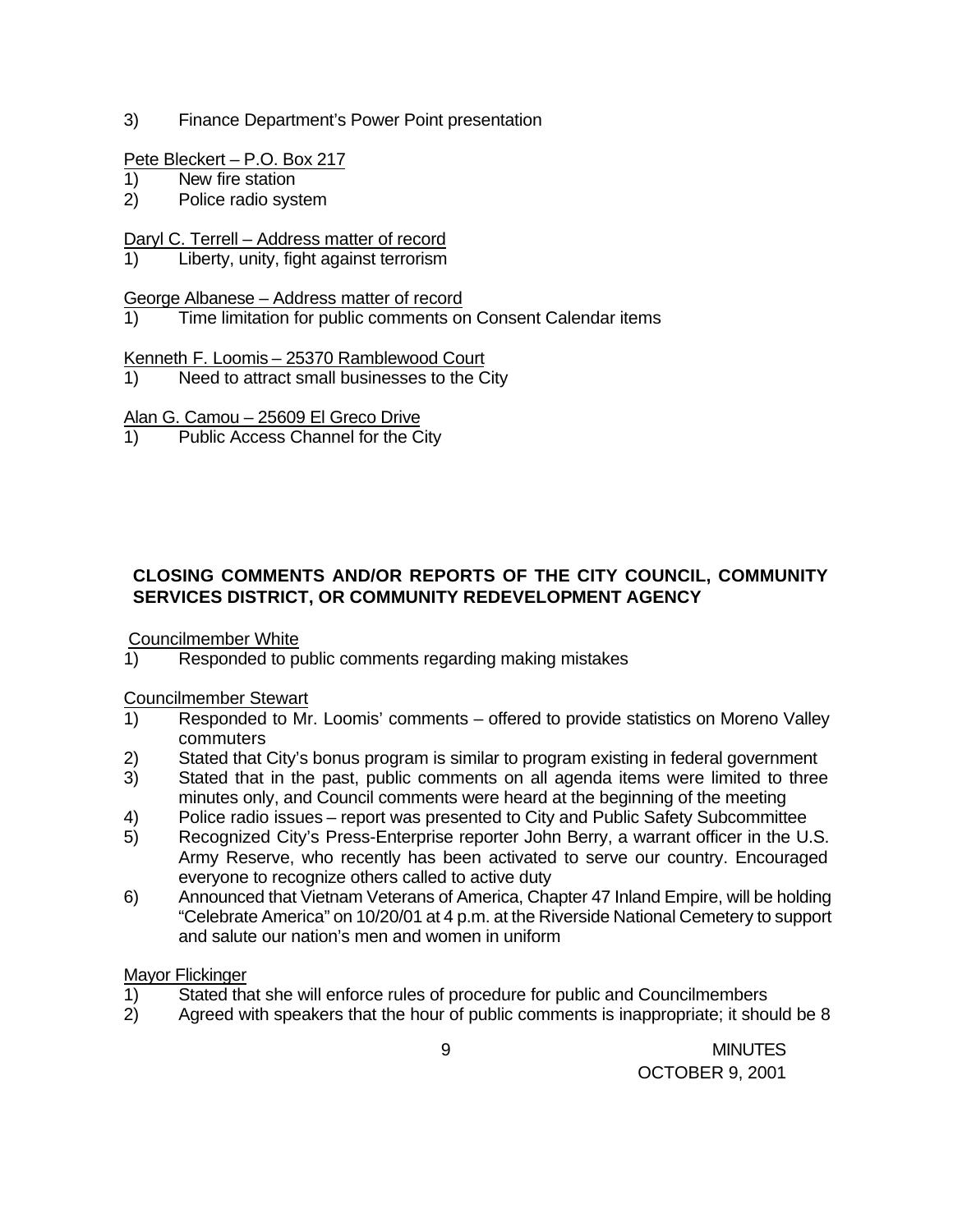3) Finance Department's Power Point presentation

Pete Bleckert – P.O. Box 217

1) New fire station
2) Police radio system

Daryl C. Terrell – Address matter of record

1) Liberty, unity, fight against terrorism

George Albanese – Address matter of record

1) Time limitation for public comments on Consent Calendar items

Kenneth F. Loomis – 25370 Ramblewood Court

1) Need to attract small businesses to the City

Alan G. Camou – 25609 El Greco Drive

1) Public Access Channel for the City

**CLOSING COMMENTS AND/OR REPORTS OF THE CITY COUNCIL, COMMUNITY SERVICES DISTRICT, OR COMMUNITY REDEVELOPMENT AGENCY**

Councilmember White

1) Responded to public comments regarding making mistakes

Councilmember Stewart

1) Responded to Mr. Loomis' comments – offered to provide statistics on Moreno Valley commuters
2) Stated that City's bonus program is similar to program existing in federal government
3) Stated that in the past, public comments on all agenda items were limited to three minutes only, and Council comments were heard at the beginning of the meeting
4) Police radio issues – report was presented to City and Public Safety Subcommittee
5) Recognized City's Press-Enterprise reporter John Berry, a warrant officer in the U.S. Army Reserve, who recently has been activated to serve our country. Encouraged everyone to recognize others called to active duty
6) Announced that Vietnam Veterans of America, Chapter 47 Inland Empire, will be holding "Celebrate America" on 10/20/01 at 4 p.m. at the Riverside National Cemetery to support and salute our nation's men and women in uniform

Mayor Flickinger

1) Stated that she will enforce rules of procedure for public and Councilmembers
2) Agreed with speakers that the hour of public comments is inappropriate; it should be 8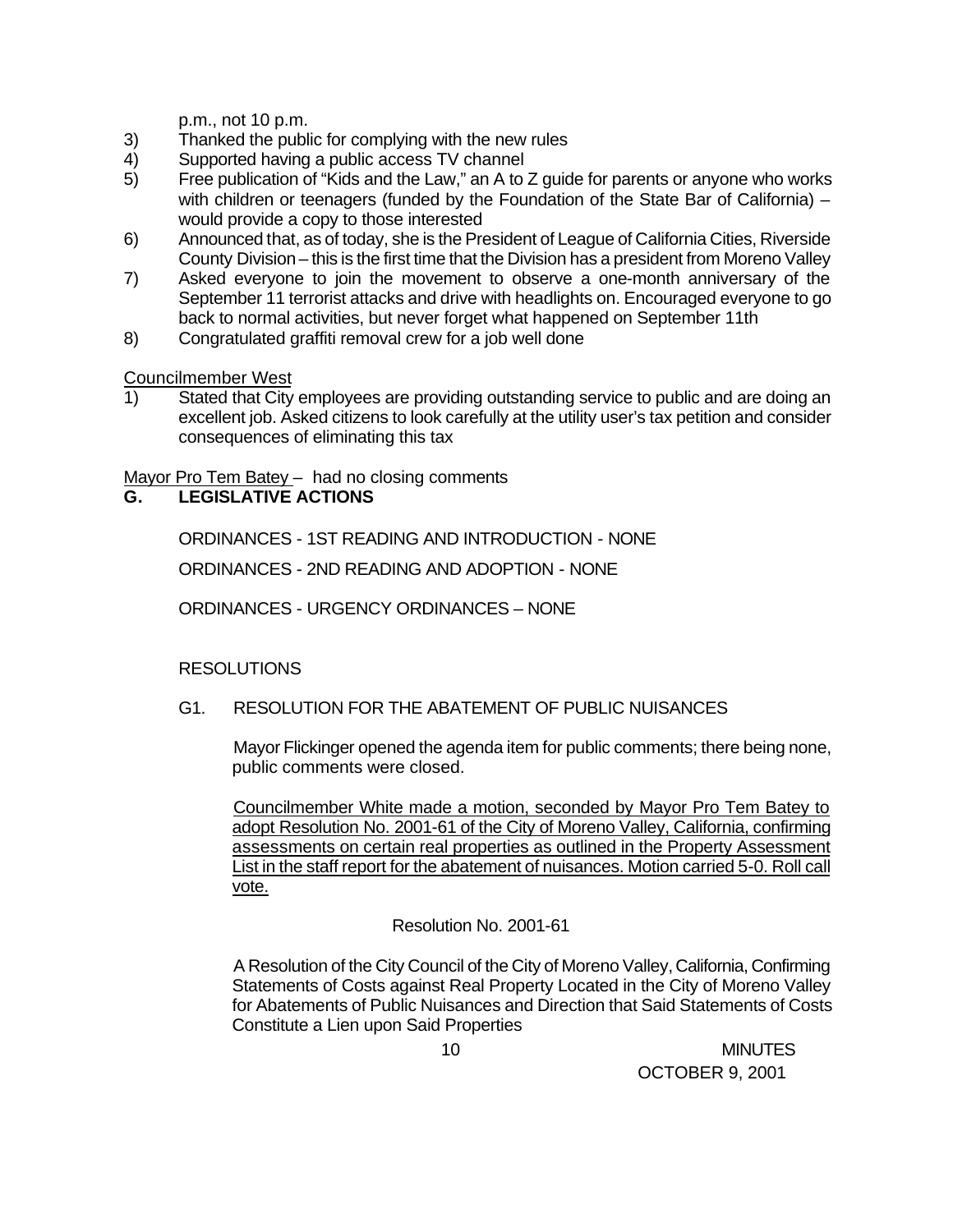p.m., not 10 p.m.

3) Thanked the public for complying with the new rules
4) Supported having a public access TV channel
5) Free publication of "Kids and the Law," an A to Z guide for parents or anyone who works with children or teenagers (funded by the Foundation of the State Bar of California) – would provide a copy to those interested
6) Announced that, as of today, she is the President of League of California Cities, Riverside County Division – this is the first time that the Division has a president from Moreno Valley
7) Asked everyone to join the movement to observe a one-month anniversary of the September 11 terrorist attacks and drive with headlights on. Encouraged everyone to go back to normal activities, but never forget what happened on September 11th
8) Congratulated graffiti removal crew for a job well done

<u>Councilmember West</u>

1) Stated that City employees are providing outstanding service to public and are doing an excellent job. Asked citizens to look carefully at the utility user's tax petition and consider consequences of eliminating this tax

<u>Mayor Pro Tem Batey</u> – had no closing comments

**G. LEGISLATIVE ACTIONS**

ORDINANCES - 1ST READING AND INTRODUCTION - NONE

ORDINANCES - 2ND READING AND ADOPTION - NONE

ORDINANCES - URGENCY ORDINANCES – NONE

RESOLUTIONS

G1. RESOLUTION FOR THE ABATEMENT OF PUBLIC NUISANCES

Mayor Flickinger opened the agenda item for public comments; there being none, public comments were closed.

<u>Councilmember White made a motion, seconded by Mayor Pro Tem Batey to adopt Resolution No. 2001-61 of the City of Moreno Valley, California, confirming assessments on certain real properties as outlined in the Property Assessment List in the staff report for the abatement of nuisances. Motion carried 5-0. Roll call vote.</u>

Resolution No. 2001-61

A Resolution of the City Council of the City of Moreno Valley, California, Confirming Statements of Costs against Real Property Located in the City of Moreno Valley for Abatements of Public Nuisances and Direction that Said Statements of Costs Constitute a Lien upon Said Properties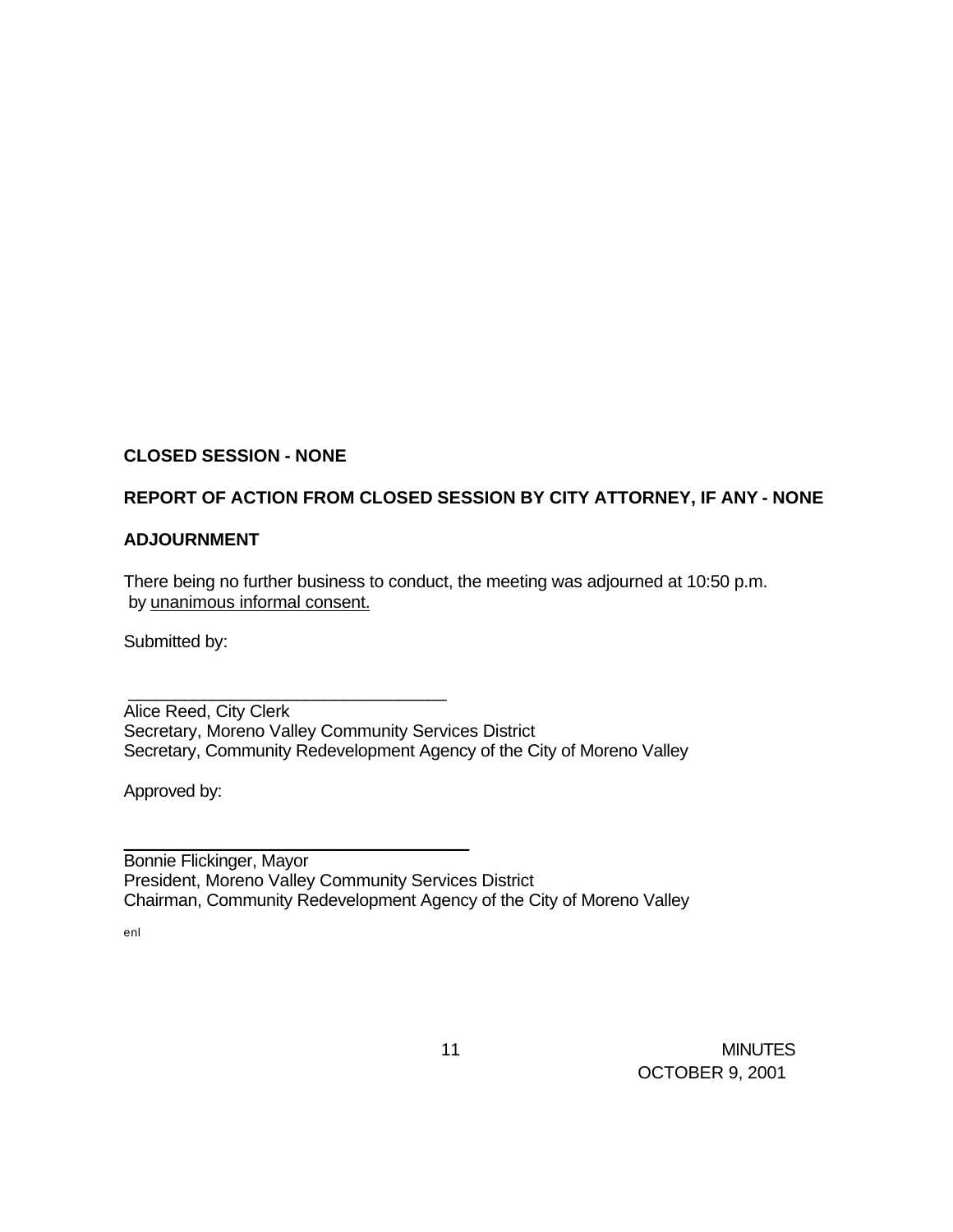**CLOSED SESSION - NONE**

**REPORT OF ACTION FROM CLOSED SESSION BY CITY ATTORNEY, IF ANY - NONE**

**ADJOURNMENT**

There being no further business to conduct, the meeting was adjourned at 10:50 p.m. by <u>unanimous informal consent.</u>

Submitted by:

\_\_\_\_\_\_\_\_\_\_\_\_\_\_\_\_\_\_\_\_\_\_\_\_\_\_\_\_\_\_\_\_\_\_\_

Alice Reed, City Clerk
Secretary, Moreno Valley Community Services District
Secretary, Community Redevelopment Agency of the City of Moreno Valley

Approved by:

\_\_\_\_\_\_\_\_\_\_\_\_\_\_\_\_\_\_\_\_\_\_\_\_\_\_\_\_\_\_\_\_\_\_\_

Bonnie Flickinger, Mayor
President, Moreno Valley Community Services District
Chairman, Community Redevelopment Agency of the City of Moreno Valley

enl